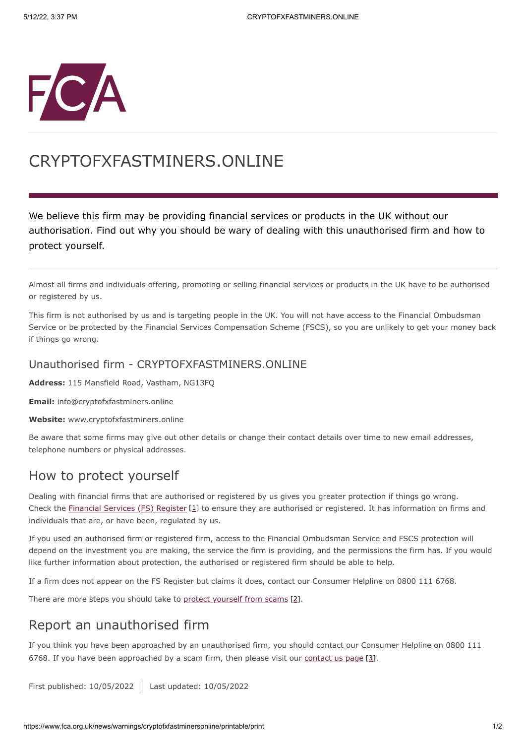# CRYPTOFXFASTMINERS.ONLINE

We believe this firm may be providing financial services or products in the UK without our authorisation. Find out why you should be wary of dealing with this unauthorised firm and how to protect yourself.

Almost all firms and individuals offering, promoting or selling financial services or products in the UK have to be authorised or registered by us.

This firm is not authorised by us and is targeting people in the UK. You will not have access to the Financial Ombudsman Service or be protected by the Financial Services Compensation Scheme (FSCS), so you are unlikely to get your money back if things go wrong.

### Unauthorised firm - CRYPTOFXFASTMINERS.ONLINE

**Address:** 115 Mansfield Road, Vastham, NG13FQ

**Email:** info@cryptofxfastminers.online

**Website:** www.cryptofxfastminers.online

Be aware that some firms may give out other details or change their contact details over time to new email addresses, telephone numbers or physical addresses.

## How to protect yourself

Dealing with financial firms that are authorised or registered by us gives you greater protection if things go wrong. Check the Financial Services (FS) Register [1] to ensure they are authorised or registered. It has information on firms and individuals that are, or have been, regulated by us.

If you used an authorised firm or registered firm, access to the Financial Ombudsman Service and FSCS protection will depend on the investment you are making, the service the firm is providing, and the permissions the firm has. If you would like further information about protection, the authorised or registered firm should be able to help.

If a firm does not appear on the FS Register but claims it does, contact our Consumer Helpline on 0800 111 6768.

There are more steps you should take to protect yourself from scams [2].

## Report an unauthorised firm

If you think you have been approached by an unauthorised firm, you should contact our Consumer Helpline on 0800 111 6768. If you have been approached by a scam firm, then please visit our contact us page [3].

First published: 10/05/2022 | Last updated: 10/05/2022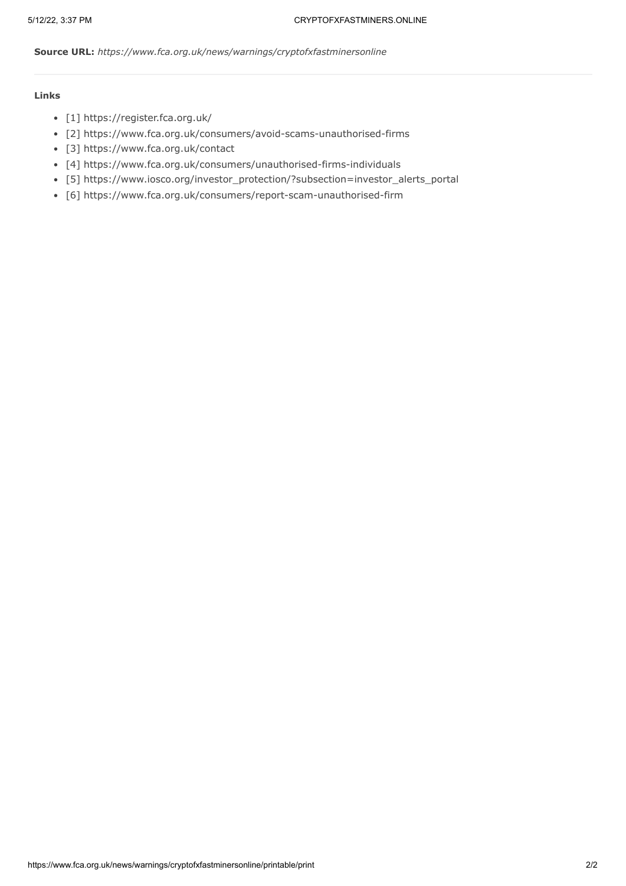**Source URL:** *https://www.fca.org.uk/news/warnings/cryptofxfastminersonline*

**Links**

- [1] https://register.fca.org.uk/
- [2] https://www.fca.org.uk/consumers/avoid-scams-unauthorised-firms
- [3] https://www.fca.org.uk/contact
- [4] https://www.fca.org.uk/consumers/unauthorised-firms-individuals
- [5] https://www.iosco.org/investor_protection/?subsection=investor_alerts_portal
- [6] https://www.fca.org.uk/consumers/report-scam-unauthorised-firm